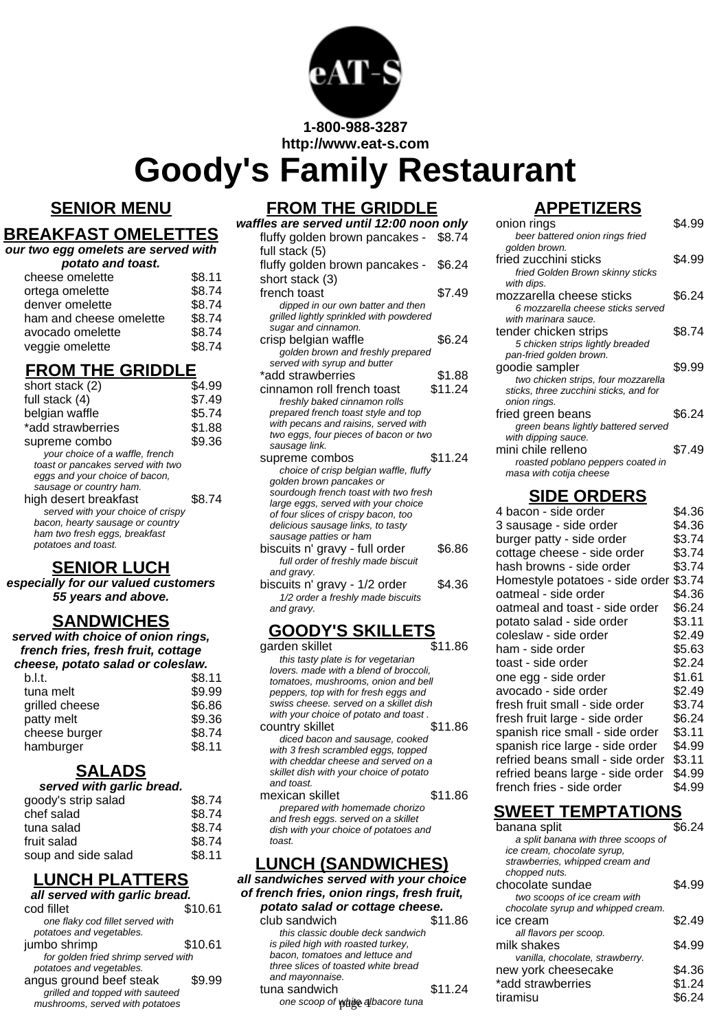1-800-988-3287
http://www.eat-s.com

# Goody's Family Restaurant

## SENIOR MENU

### BREAKFAST OMELETTES

***our two egg omelets are served with potato and toast.***

| Item | Price |
|---|---|
| cheese omelette | $8.11 |
| ortega omelette | $8.74 |
| denver omelette | $8.74 |
| ham and cheese omelette | $8.74 |
| avocado omelette | $8.74 |
| veggie omelette | $8.74 |

### FROM THE GRIDDLE

| Item | Price |
|---|---|
| short stack (2) | $4.99 |
| full stack (4) | $7.49 |
| belgian waffle | $5.74 |
| *add strawberries | $1.88 |
| supreme combo<br>*your choice of a waffle, french toast or pancakes served with two eggs and your choice of bacon, sausage or country ham.* | $9.36 |
| high desert breakfast<br>*served with your choice of crispy bacon, hearty sausage or country ham two fresh eggs, breakfast potatoes and toast.* | $8.74 |

### SENIOR LUCH

***especially for our valued customers 55 years and above.***

### SANDWICHES

***served with choice of onion rings, french fries, fresh fruit, cottage cheese, potato salad or coleslaw.***

| Item | Price |
|---|---|
| b.l.t. | $8.11 |
| tuna melt | $9.99 |
| grilled cheese | $6.86 |
| patty melt | $9.36 |
| cheese burger | $8.74 |
| hamburger | $8.11 |

### SALADS

***served with garlic bread.***

| Item | Price |
|---|---|
| goody's strip salad | $8.74 |
| chef salad | $8.74 |
| tuna salad | $8.74 |
| fruit salad | $8.74 |
| soup and side salad | $8.11 |

### LUNCH PLATTERS

***all served with garlic bread.***

| Item | Price |
|---|---|
| cod fillet<br>*one flaky cod fillet served with potatoes and vegetables.* | $10.61 |
| jumbo shrimp<br>*for golden fried shrimp served with potatoes and vegetables.* | $10.61 |
| angus ground beef steak<br>*grilled and topped with sauteed mushrooms, served with potatoes* | $9.99 |

## FROM THE GRIDDLE

***waffles are served until 12:00 noon only***

| Item | Price |
|---|---|
| fluffy golden brown pancakes - full stack (5) | $8.74 |
| fluffy golden brown pancakes - short stack (3) | $6.24 |
| french toast<br>*dipped in our own batter and then grilled lightly sprinkled with powdered sugar and cinnamon.* | $7.49 |
| crisp belgian waffle<br>*golden brown and freshly prepared served with syrup and butter* | $6.24 |
| *add strawberries | $1.88 |
| cinnamon roll french toast<br>*freshly baked cinnamon rolls prepared french toast style and top with pecans and raisins, served with two eggs, four pieces of bacon or two sausage link.* | $11.24 |
| supreme combos<br>*choice of crisp belgian waffle, fluffy golden brown pancakes or sourdough french toast with two fresh large eggs, served with your choice of four slices of crispy bacon, too delicious sausage links, to tasty sausage patties or ham* | $11.24 |
| biscuits n' gravy - full order<br>*full order of freshly made biscuit and gravy.* | $6.86 |
| biscuits n' gravy - 1/2 order<br>*1/2 order a freshly made biscuits and gravy.* | $4.36 |

## GOODY'S SKILLETS

| Item | Price |
|---|---|
| garden skillet<br>*this tasty plate is for vegetarian lovers. made with a blend of broccoli, tomatoes, mushrooms, onion and bell peppers, top with for fresh eggs and swiss cheese. served on a skillet dish with your choice of potato and toast .* | $11.86 |
| country skillet<br>*diced bacon and sausage, cooked with 3 fresh scrambled eggs, topped with cheddar cheese and served on a skillet dish with your choice of potato and toast.* | $11.86 |
| mexican skillet<br>*prepared with homemade chorizo and fresh eggs. served on a skillet dish with your choice of potatoes and toast.* | $11.86 |

## LUNCH (SANDWICHES)

***all sandwiches served with your choice of french fries, onion rings, fresh fruit, potato salad or cottage cheese.***

| Item | Price |
|---|---|
| club sandwich<br>*this classic double deck sandwich is piled high with roasted turkey, bacon, tomatoes and lettuce and three slices of toasted white bread and mayonnaise.* | $11.86 |
| tuna sandwich<br>*one scoop of white albacore tuna* | $11.24 |

## APPETIZERS

| Item | Price |
|---|---|
| onion rings<br>*beer battered onion rings fried golden brown.* | $4.99 |
| fried zucchini sticks<br>*fried Golden Brown skinny sticks with dips.* | $4.99 |
| mozzarella cheese sticks<br>*6 mozzarella cheese sticks served with marinara sauce.* | $6.24 |
| tender chicken strips<br>*5 chicken strips lightly breaded pan-fried golden brown.* | $8.74 |
| goodie sampler<br>*two chicken strips, four mozzarella sticks, three zucchini sticks, and for onion rings.* | $9.99 |
| fried green beans<br>*green beans lightly battered served with dipping sauce.* | $6.24 |
| mini chile relleno<br>*roasted poblano peppers coated in masa with cotija cheese* | $7.49 |

## SIDE ORDERS

| Item | Price |
|---|---|
| 4 bacon - side order | $4.36 |
| 3 sausage - side order | $4.36 |
| burger patty - side order | $3.74 |
| cottage cheese - side order | $3.74 |
| hash browns - side order | $3.74 |
| Homestyle potatoes - side order | $3.74 |
| oatmeal - side order | $4.36 |
| oatmeal and toast - side order | $6.24 |
| potato salad - side order | $3.11 |
| coleslaw - side order | $2.49 |
| ham - side order | $5.63 |
| toast - side order | $2.24 |
| one egg - side order | $1.61 |
| avocado - side order | $2.49 |
| fresh fruit small - side order | $3.74 |
| fresh fruit large - side order | $6.24 |
| spanish rice small - side order | $3.11 |
| spanish rice large - side order | $4.99 |
| refried beans small - side order | $3.11 |
| refried beans large - side order | $4.99 |
| french fries - side order | $4.99 |

## SWEET TEMPTATIONS

| Item | Price |
|---|---|
| banana split<br>*a split banana with three scoops of ice cream, chocolate syrup, strawberries, whipped cream and chopped nuts.* | $6.24 |
| chocolate sundae<br>*two scoops of ice cream with chocolate syrup and whipped cream.* | $4.99 |
| ice cream<br>*all flavors per scoop.* | $2.49 |
| milk shakes<br>*vanilla, chocolate, strawberry.* | $4.99 |
| new york cheesecake | $4.36 |
| *add strawberries | $1.24 |
| tiramisu | $6.24 |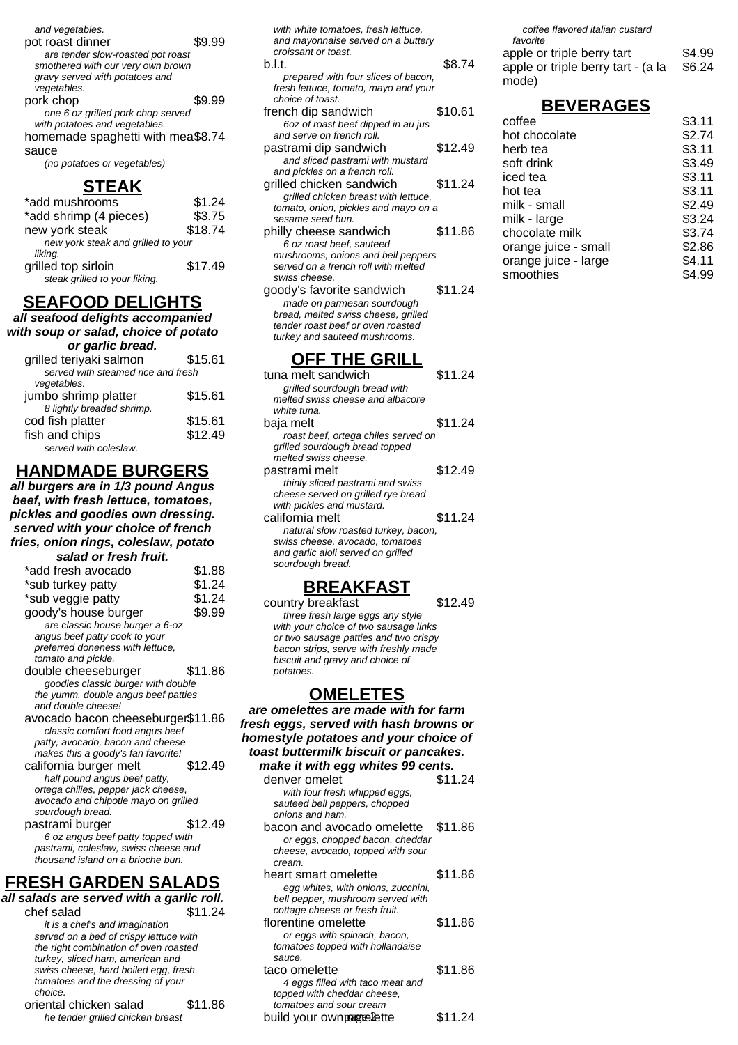*and vegetables.*

pot roast dinner $9.99

*are tender slow-roasted pot roast smothered with our very own brown gravy served with potatoes and vegetables.*

pork chop $9.99

*one 6 oz grilled pork chop served with potatoes and vegetables.*

homemade spaghetti with mea$8.74 sauce

*(no potatoes or vegetables)*

## STEAK

*add mushrooms $1.24

*add shrimp (4 pieces) $3.75

new york steak $18.74

*new york steak and grilled to your liking.*

grilled top sirloin $17.49

*steak grilled to your liking.*

## SEAFOOD DELIGHTS

***all seafood delights accompanied with soup or salad, choice of potato or garlic bread.***

grilled teriyaki salmon $15.61

*served with steamed rice and fresh vegetables.*

jumbo shrimp platter $15.61

*8 lightly breaded shrimp.*

cod fish platter $15.61

fish and chips $12.49

*served with coleslaw.*

## HANDMADE BURGERS

***all burgers are in 1/3 pound Angus beef, with fresh lettuce, tomatoes, pickles and goodies own dressing. served with your choice of french fries, onion rings, coleslaw, potato salad or fresh fruit.***

*add fresh avocado $1.88

*sub turkey patty $1.24

*sub veggie patty $1.24

goody's house burger $9.99

*are classic house burger a 6-oz angus beef patty cook to your preferred doneness with lettuce, tomato and pickle.*

double cheeseburger $11.86

*goodies classic burger with double the yumm. double angus beef patties and double cheese!*

avocado bacon cheeseburger $11.86

*classic comfort food angus beef patty, avocado, bacon and cheese makes this a goody's fan favorite!*

california burger melt $12.49

*half pound angus beef patty, ortega chilies, pepper jack cheese, avocado and chipotle mayo on grilled sourdough bread.*

pastrami burger $12.49

*6 oz angus beef patty topped with pastrami, coleslaw, swiss cheese and thousand island on a brioche bun.*

## FRESH GARDEN SALADS

***all salads are served with a garlic roll.***

chef salad $11.24

*it is a chef's and imagination served on a bed of crispy lettuce with the right combination of oven roasted turkey, sliced ham, american and swiss cheese, hard boiled egg, fresh tomatoes and the dressing of your choice.*

oriental chicken salad $11.86

*he tender grilled chicken breast with white tomatoes, fresh lettuce, and mayonnaise served on a buttery croissant or toast.*

b.l.t. $8.74

*prepared with four slices of bacon, fresh lettuce, tomato, mayo and your choice of toast.*

french dip sandwich $10.61

*6oz of roast beef dipped in au jus and serve on french roll.*

pastrami dip sandwich $12.49

*and sliced pastrami with mustard and pickles on a french roll.*

grilled chicken sandwich $11.24

*grilled chicken breast with lettuce, tomato, onion, pickles and mayo on a sesame seed bun.*

philly cheese sandwich $11.86

*6 oz roast beef, sauteed mushrooms, onions and bell peppers served on a french roll with melted swiss cheese.*

goody's favorite sandwich $11.24

*made on parmesan sourdough bread, melted swiss cheese, grilled tender roast beef or oven roasted turkey and sauteed mushrooms.*

## OFF THE GRILL

tuna melt sandwich $11.24

*grilled sourdough bread with melted swiss cheese and albacore white tuna.*

baja melt $11.24

*roast beef, ortega chiles served on grilled sourdough bread topped melted swiss cheese.*

pastrami melt $12.49

*thinly sliced pastrami and swiss cheese served on grilled rye bread with pickles and mustard.*

california melt $11.24

*natural slow roasted turkey, bacon, swiss cheese, avocado, tomatoes and garlic aioli served on grilled sourdough bread.*

## BREAKFAST

country breakfast $12.49

*three fresh large eggs any style with your choice of two sausage links or two sausage patties and two crispy bacon strips, serve with freshly made biscuit and gravy and choice of potatoes.*

## OMELETES

***are omelettes are made with for farm fresh eggs, served with hash browns or homestyle potatoes and your choice of toast buttermilk biscuit or pancakes. make it with egg whites 99 cents.***

denver omelet $11.24

*with four fresh whipped eggs, sauteed bell peppers, chopped onions and ham.*

bacon and avocado omelette $11.86

*or eggs, chopped bacon, cheddar cheese, avocado, topped with sour cream.*

heart smart omelette $11.86

*egg whites, with onions, zucchini, bell pepper, mushroom served with cottage cheese or fresh fruit.*

florentine omelette $11.86

*or eggs with spinach, bacon, tomatoes topped with hollandaise sauce.*

taco omelette $11.86

*4 eggs filled with taco meat and topped with cheddar cheese, tomatoes and sour cream*

build your own omelette $11.24

*coffee flavored italian custard favorite*

apple or triple berry tart $4.99

apple or triple berry tart - (a la mode) $6.24

## BEVERAGES

| | |
|---|---|
| coffee | $3.11 |
| hot chocolate | $2.74 |
| herb tea | $3.11 |
| soft drink | $3.49 |
| iced tea | $3.11 |
| hot tea | $3.11 |
| milk - small | $2.49 |
| milk - large | $3.24 |
| chocolate milk | $3.74 |
| orange juice - small | $2.86 |
| orange juice - large | $4.11 |
| smoothies | $4.99 |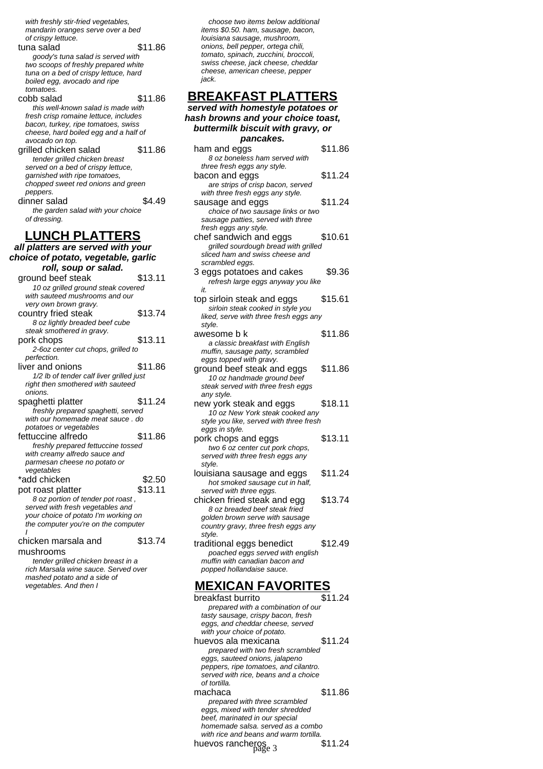*with freshly stir-fried vegetables, mandarin oranges serve over a bed of crispy lettuce.*

tuna salad $11.86

*goody's tuna salad is served with two scoops of freshly prepared white tuna on a bed of crispy lettuce, hard boiled egg, avocado and ripe tomatoes.*

cobb salad $11.86

*this well-known salad is made with fresh crisp romaine lettuce, includes bacon, turkey, ripe tomatoes, swiss cheese, hard boiled egg and a half of avocado on top.*

grilled chicken salad $11.86

*tender grilled chicken breast served on a bed of crispy lettuce, garnished with ripe tomatoes, chopped sweet red onions and green peppers.*

dinner salad $4.49

*the garden salad with your choice of dressing.*

## LUNCH PLATTERS

***all platters are served with your choice of potato, vegetable, garlic roll, soup or salad.***

ground beef steak $13.11

*10 oz grilled ground steak covered with sauteed mushrooms and our very own brown gravy.*

country fried steak $13.74

*8 oz lightly breaded beef cube steak smothered in gravy.*

pork chops $13.11

*2-6oz center cut chops, grilled to perfection.*

liver and onions $11.86

*1/2 lb of tender calf liver grilled just right then smothered with sauteed onions.*

spaghetti platter $11.24

*freshly prepared spaghetti, served with our homemade meat sauce . do potatoes or vegetables*

fettuccine alfredo $11.86

*freshly prepared fettuccine tossed with creamy alfredo sauce and parmesan cheese no potato or vegetables*

*add chicken $2.50

pot roast platter $13.11

*8 oz portion of tender pot roast , served with fresh vegetables and your choice of potato I'm working on the computer you're on the computer I*

chicken marsala and mushrooms $13.74

*tender grilled chicken breast in a rich Marsala wine sauce. Served over mashed potato and a side of vegetables. And then I*

*choose two items below additional items $0.50. ham, sausage, bacon, louisiana sausage, mushroom, onions, bell pepper, ortega chili, tomato, spinach, zucchini, broccoli, swiss cheese, jack cheese, cheddar cheese, american cheese, pepper jack.*

## BREAKFAST PLATTERS

***served with homestyle potatoes or hash browns and your choice toast, buttermilk biscuit with gravy, or pancakes.***

ham and eggs $11.86

*8 oz boneless ham served with three fresh eggs any style.*

bacon and eggs $11.24

*are strips of crisp bacon, served with three fresh eggs any style.*

sausage and eggs $11.24

*choice of two sausage links or two sausage patties, served with three fresh eggs any style.*

chef sandwich and eggs $10.61

*grilled sourdough bread with grilled sliced ham and swiss cheese and scrambled eggs.*

3 eggs potatoes and cakes $9.36

*refresh large eggs anyway you like it.*

top sirloin steak and eggs $15.61

*sirloin steak cooked in style you liked, serve with three fresh eggs any style.*

awesome b k $11.86

*a classic breakfast with English muffin, sausage patty, scrambled eggs topped with gravy.*

ground beef steak and eggs $11.86

*10 oz handmade ground beef steak served with three fresh eggs any style.*

new york steak and eggs $18.11

*10 oz New York steak cooked any style you like, served with three fresh eggs in style.*

pork chops and eggs $13.11

*two 6 oz center cut pork chops, served with three fresh eggs any style.*

louisiana sausage and eggs $11.24

*hot smoked sausage cut in half, served with three eggs.*

chicken fried steak and egg $13.74

*8 oz breaded beef steak fried golden brown serve with sausage country gravy, three fresh eggs any style.*

traditional eggs benedict $12.49

*poached eggs served with english muffin with canadian bacon and popped hollandaise sauce.*

## MEXICAN FAVORITES

breakfast burrito $11.24

*prepared with a combination of our tasty sausage, crispy bacon, fresh eggs, and cheddar cheese, served with your choice of potato.*

huevos ala mexicana $11.24

*prepared with two fresh scrambled eggs, sauteed onions, jalapeno peppers, ripe tomatoes, and cilantro. served with rice, beans and a choice of tortilla.*

machaca $11.86

*prepared with three scrambled eggs, mixed with tender shredded beef, marinated in our special homemade salsa. served as a combo with rice and beans and warm tortilla.*

huevos rancheros $11.24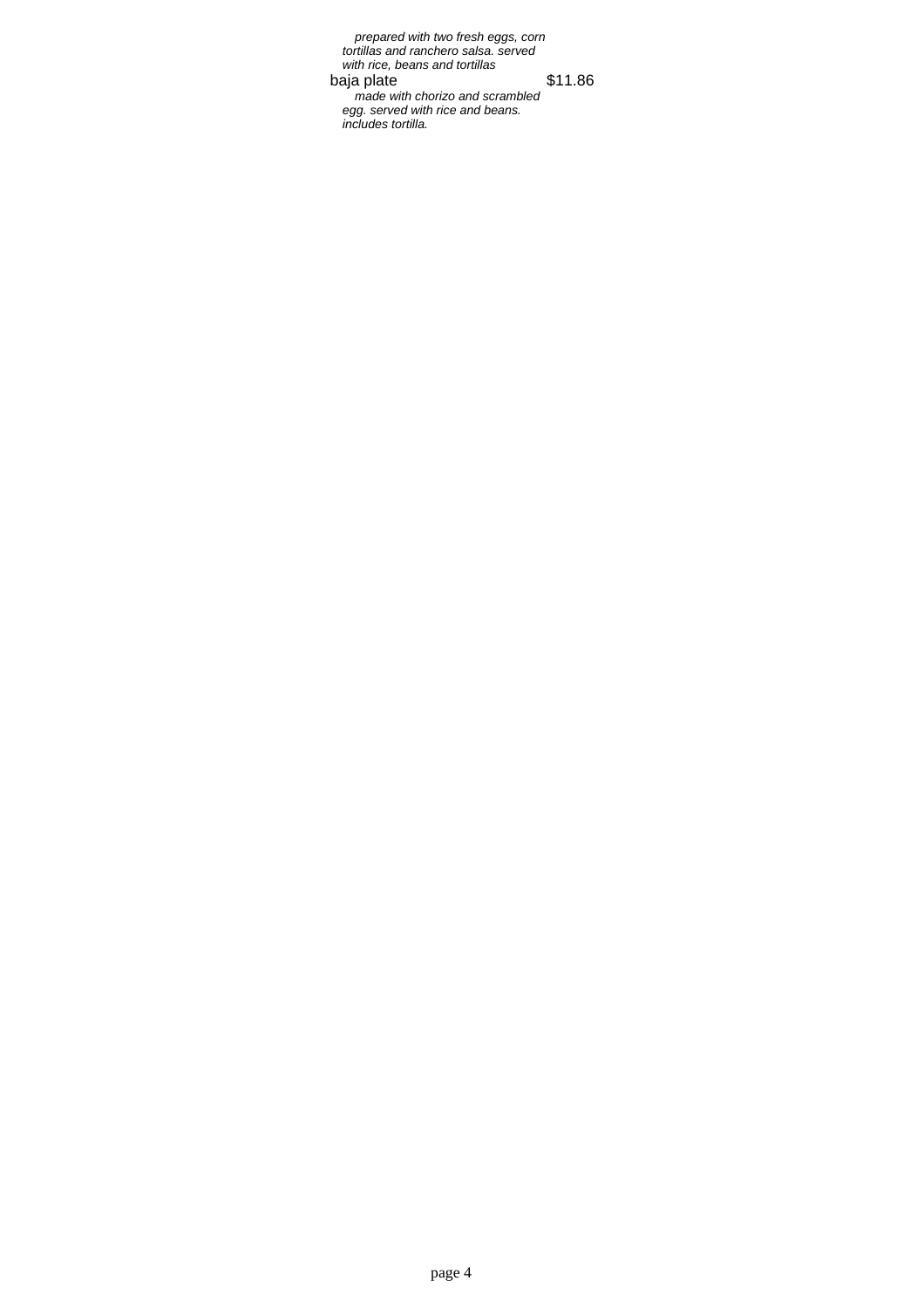*prepared with two fresh eggs, corn tortillas and ranchero salsa. served with rice, beans and tortillas*

baja plate $11.86

*made with chorizo and scrambled egg. served with rice and beans. includes tortilla.*